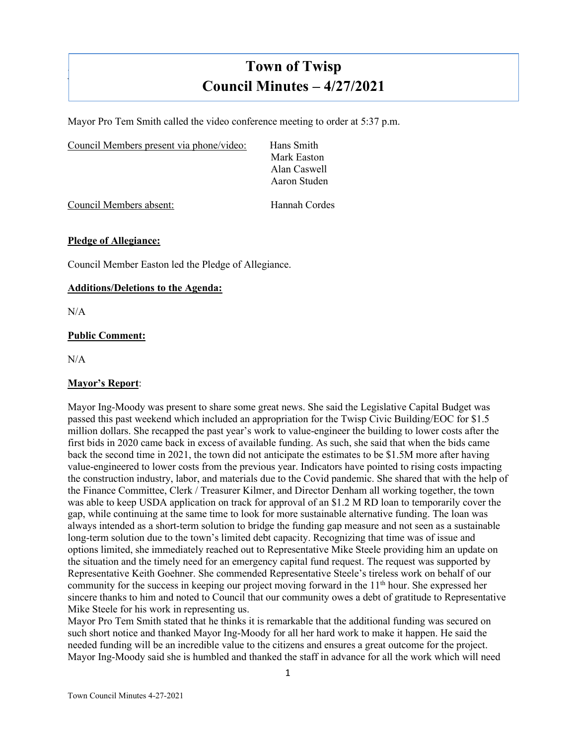# Town of Twisp
# Council Minutes – 4/27/2021

Mayor Pro Tem Smith called the video conference meeting to order at 5:37 p.m.

| Council Members present via phone/video: | Hans Smith<br>Mark Easton<br>Alan Caswell<br>Aaron Studen |
|---|---|
| Council Members absent: | Hannah Cordes |

**Pledge of Allegiance:**

Council Member Easton led the Pledge of Allegiance.

**Additions/Deletions to the Agenda:**

N/A

**Public Comment:**

N/A

**Mayor's Report**:

Mayor Ing-Moody was present to share some great news. She said the Legislative Capital Budget was passed this past weekend which included an appropriation for the Twisp Civic Building/EOC for $1.5 million dollars. She recapped the past year's work to value-engineer the building to lower costs after the first bids in 2020 came back in excess of available funding. As such, she said that when the bids came back the second time in 2021, the town did not anticipate the estimates to be $1.5M more after having value-engineered to lower costs from the previous year. Indicators have pointed to rising costs impacting the construction industry, labor, and materials due to the Covid pandemic. She shared that with the help of the Finance Committee, Clerk / Treasurer Kilmer, and Director Denham all working together, the town was able to keep USDA application on track for approval of an $1.2 M RD loan to temporarily cover the gap, while continuing at the same time to look for more sustainable alternative funding. The loan was always intended as a short-term solution to bridge the funding gap measure and not seen as a sustainable long-term solution due to the town's limited debt capacity. Recognizing that time was of issue and options limited, she immediately reached out to Representative Mike Steele providing him an update on the situation and the timely need for an emergency capital fund request. The request was supported by Representative Keith Goehner. She commended Representative Steele's tireless work on behalf of our community for the success in keeping our project moving forward in the 11th hour. She expressed her sincere thanks to him and noted to Council that our community owes a debt of gratitude to Representative Mike Steele for his work in representing us.

Mayor Pro Tem Smith stated that he thinks it is remarkable that the additional funding was secured on such short notice and thanked Mayor Ing-Moody for all her hard work to make it happen. He said the needed funding will be an incredible value to the citizens and ensures a great outcome for the project. Mayor Ing-Moody said she is humbled and thanked the staff in advance for all the work which will need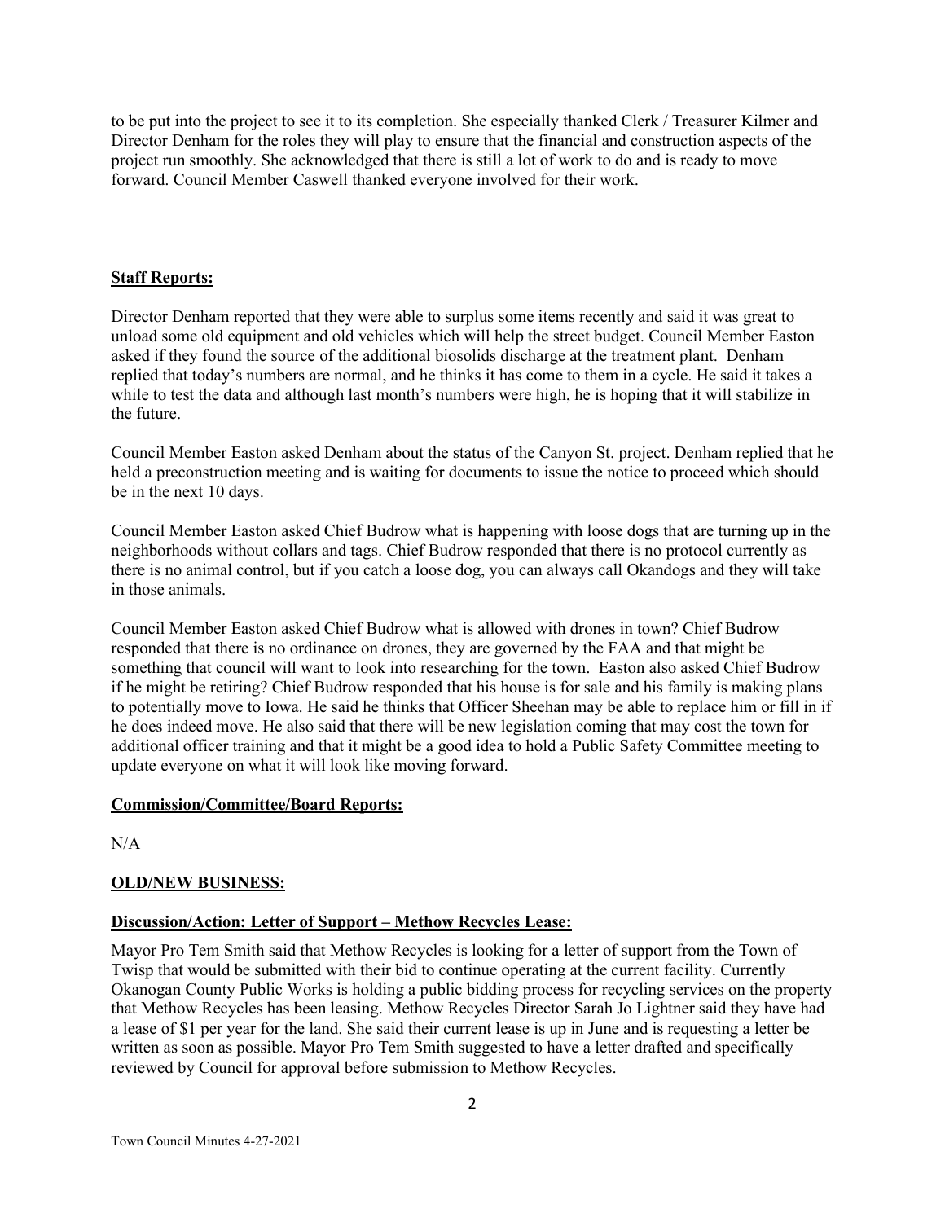to be put into the project to see it to its completion. She especially thanked Clerk / Treasurer Kilmer and Director Denham for the roles they will play to ensure that the financial and construction aspects of the project run smoothly. She acknowledged that there is still a lot of work to do and is ready to move forward. Council Member Caswell thanked everyone involved for their work.

**Staff Reports:**

Director Denham reported that they were able to surplus some items recently and said it was great to unload some old equipment and old vehicles which will help the street budget. Council Member Easton asked if they found the source of the additional biosolids discharge at the treatment plant. Denham replied that today's numbers are normal, and he thinks it has come to them in a cycle. He said it takes a while to test the data and although last month's numbers were high, he is hoping that it will stabilize in the future.

Council Member Easton asked Denham about the status of the Canyon St. project. Denham replied that he held a preconstruction meeting and is waiting for documents to issue the notice to proceed which should be in the next 10 days.

Council Member Easton asked Chief Budrow what is happening with loose dogs that are turning up in the neighborhoods without collars and tags. Chief Budrow responded that there is no protocol currently as there is no animal control, but if you catch a loose dog, you can always call Okandogs and they will take in those animals.

Council Member Easton asked Chief Budrow what is allowed with drones in town? Chief Budrow responded that there is no ordinance on drones, they are governed by the FAA and that might be something that council will want to look into researching for the town. Easton also asked Chief Budrow if he might be retiring? Chief Budrow responded that his house is for sale and his family is making plans to potentially move to Iowa. He said he thinks that Officer Sheehan may be able to replace him or fill in if he does indeed move. He also said that there will be new legislation coming that may cost the town for additional officer training and that it might be a good idea to hold a Public Safety Committee meeting to update everyone on what it will look like moving forward.

**Commission/Committee/Board Reports:**

N/A

**OLD/NEW BUSINESS:**

**Discussion/Action: Letter of Support – Methow Recycles Lease:**

Mayor Pro Tem Smith said that Methow Recycles is looking for a letter of support from the Town of Twisp that would be submitted with their bid to continue operating at the current facility. Currently Okanogan County Public Works is holding a public bidding process for recycling services on the property that Methow Recycles has been leasing. Methow Recycles Director Sarah Jo Lightner said they have had a lease of $1 per year for the land. She said their current lease is up in June and is requesting a letter be written as soon as possible. Mayor Pro Tem Smith suggested to have a letter drafted and specifically reviewed by Council for approval before submission to Methow Recycles.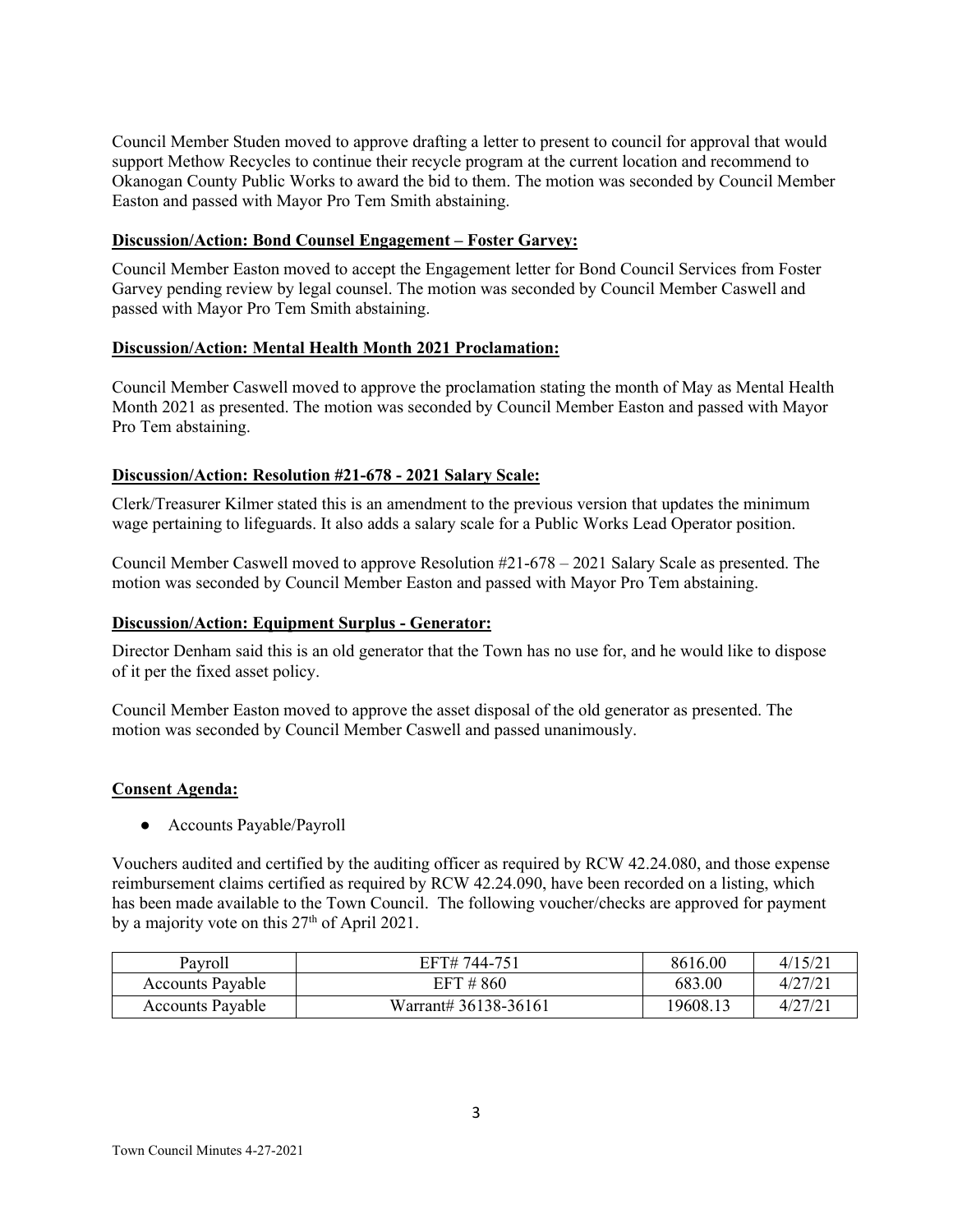Council Member Studen moved to approve drafting a letter to present to council for approval that would support Methow Recycles to continue their recycle program at the current location and recommend to Okanogan County Public Works to award the bid to them. The motion was seconded by Council Member Easton and passed with Mayor Pro Tem Smith abstaining.

**Discussion/Action: Bond Counsel Engagement – Foster Garvey:**

Council Member Easton moved to accept the Engagement letter for Bond Council Services from Foster Garvey pending review by legal counsel. The motion was seconded by Council Member Caswell and passed with Mayor Pro Tem Smith abstaining.

**Discussion/Action: Mental Health Month 2021 Proclamation:**

Council Member Caswell moved to approve the proclamation stating the month of May as Mental Health Month 2021 as presented. The motion was seconded by Council Member Easton and passed with Mayor Pro Tem abstaining.

**Discussion/Action: Resolution #21-678 - 2021 Salary Scale:**

Clerk/Treasurer Kilmer stated this is an amendment to the previous version that updates the minimum wage pertaining to lifeguards. It also adds a salary scale for a Public Works Lead Operator position.

Council Member Caswell moved to approve Resolution #21-678 – 2021 Salary Scale as presented. The motion was seconded by Council Member Easton and passed with Mayor Pro Tem abstaining.

**Discussion/Action: Equipment Surplus - Generator:**

Director Denham said this is an old generator that the Town has no use for, and he would like to dispose of it per the fixed asset policy.

Council Member Easton moved to approve the asset disposal of the old generator as presented. The motion was seconded by Council Member Caswell and passed unanimously.

**Consent Agenda:**

- Accounts Payable/Payroll

Vouchers audited and certified by the auditing officer as required by RCW 42.24.080, and those expense reimbursement claims certified as required by RCW 42.24.090, have been recorded on a listing, which has been made available to the Town Council. The following voucher/checks are approved for payment by a majority vote on this 27th of April 2021.

| Payroll | EFT# 744-751 | 8616.00 | 4/15/21 |
|---|---|---|---|
| Accounts Payable | EFT # 860 | 683.00 | 4/27/21 |
| Accounts Payable | Warrant# 36138-36161 | 19608.13 | 4/27/21 |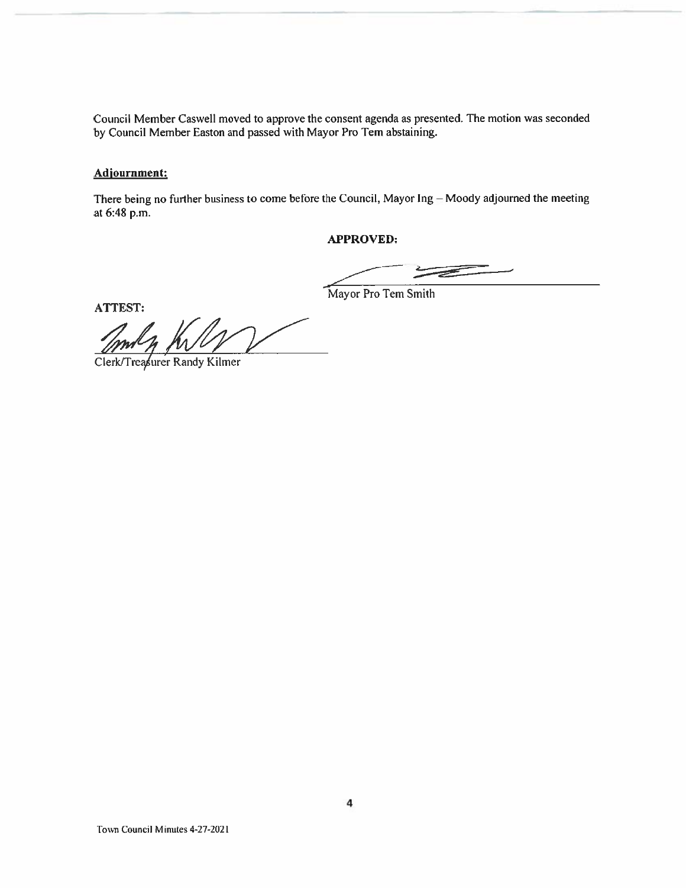Council Member Caswell moved to approve the consent agenda as presented. The motion was seconded by Council Member Easton and passed with Mayor Pro Tem abstaining.

**Adjournment:**

There being no further business to come before the Council, Mayor Ing – Moody adjourned the meeting at 6:48 p.m.

**APPROVED:**

Mayor Pro Tem Smith

**ATTEST:**

Clerk/Treasurer Randy Kilmer

Town Council Minutes 4-27-2021